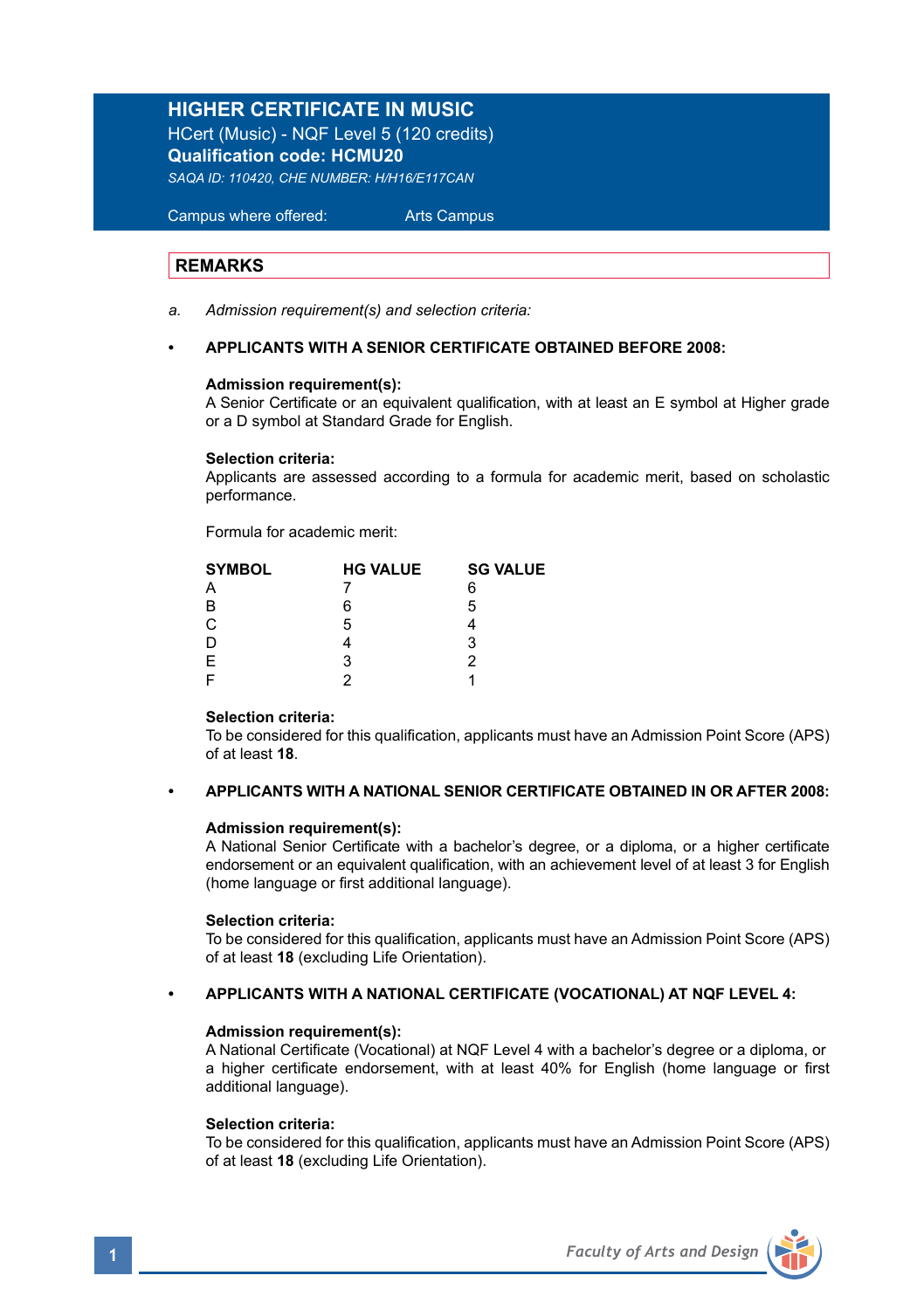# HIGHER CERTIFICATE IN MUSIC

HCert (Music) - NQF Level 5 (120 credits)

**Qualification code: HCMU20**

*SAQA ID: 110420, CHE NUMBER: H/H16/E117CAN*

Campus where offered: Arts Campus

## REMARKS

a. *Admission requirement(s) and selection criteria:*

- **APPLICANTS WITH A SENIOR CERTIFICATE OBTAINED BEFORE 2008:**

**Admission requirement(s):**
A Senior Certificate or an equivalent qualification, with at least an E symbol at Higher grade or a D symbol at Standard Grade for English.

**Selection criteria:**
Applicants are assessed according to a formula for academic merit, based on scholastic performance.

Formula for academic merit:

| SYMBOL | HG VALUE | SG VALUE |
|---|---|---|
| A | 7 | 6 |
| B | 6 | 5 |
| C | 5 | 4 |
| D | 4 | 3 |
| E | 3 | 2 |
| F | 2 | 1 |

**Selection criteria:**
To be considered for this qualification, applicants must have an Admission Point Score (APS) of at least **18**.

- **APPLICANTS WITH A NATIONAL SENIOR CERTIFICATE OBTAINED IN OR AFTER 2008:**

**Admission requirement(s):**
A National Senior Certificate with a bachelor's degree, or a diploma, or a higher certificate endorsement or an equivalent qualification, with an achievement level of at least 3 for English (home language or first additional language).

**Selection criteria:**
To be considered for this qualification, applicants must have an Admission Point Score (APS) of at least **18** (excluding Life Orientation).

- **APPLICANTS WITH A NATIONAL CERTIFICATE (VOCATIONAL) AT NQF LEVEL 4:**

**Admission requirement(s):**
A National Certificate (Vocational) at NQF Level 4 with a bachelor's degree or a diploma, or a higher certificate endorsement, with at least 40% for English (home language or first additional language).

**Selection criteria:**
To be considered for this qualification, applicants must have an Admission Point Score (APS) of at least **18** (excluding Life Orientation).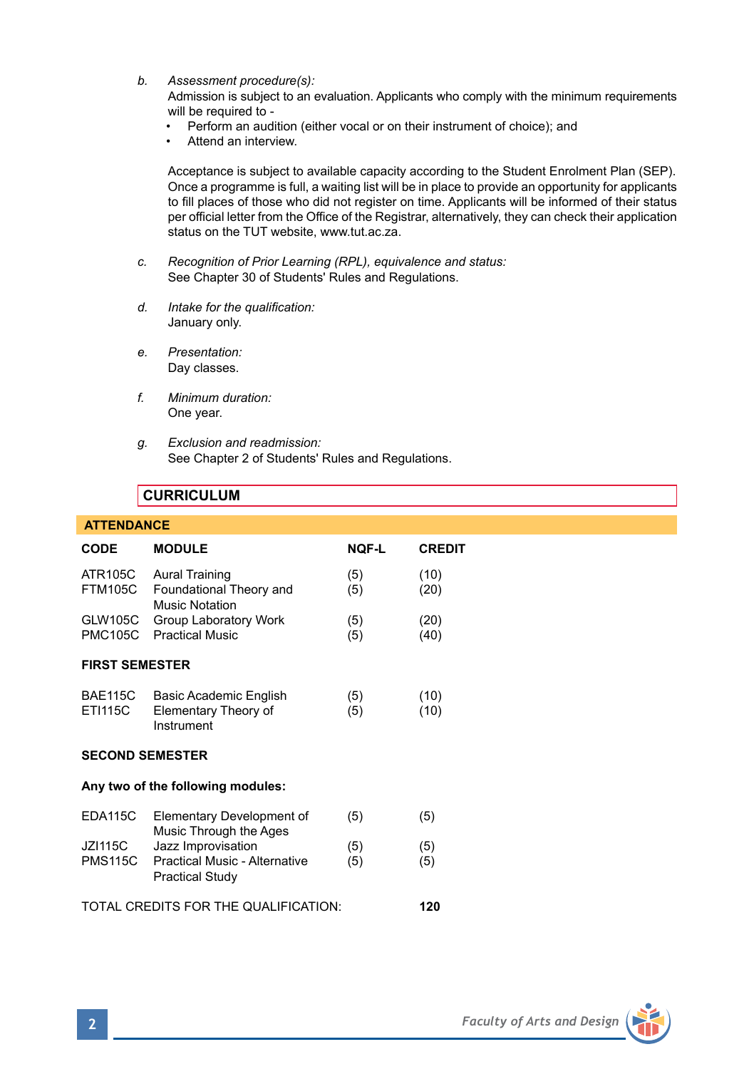*b. Assessment procedure(s):*
Admission is subject to an evaluation. Applicants who comply with the minimum requirements will be required to -

- Perform an audition (either vocal or on their instrument of choice); and
- Attend an interview.

Acceptance is subject to available capacity according to the Student Enrolment Plan (SEP). Once a programme is full, a waiting list will be in place to provide an opportunity for applicants to fill places of those who did not register on time. Applicants will be informed of their status per official letter from the Office of the Registrar, alternatively, they can check their application status on the TUT website, www.tut.ac.za.

*c. Recognition of Prior Learning (RPL), equivalence and status:*
See Chapter 30 of Students' Rules and Regulations.

*d. Intake for the qualification:*
January only.

*e. Presentation:*
Day classes.

*f. Minimum duration:*
One year.

*g. Exclusion and readmission:*
See Chapter 2 of Students' Rules and Regulations.

## CURRICULUM

**ATTENDANCE**

| CODE | MODULE | NQF-L | CREDIT |
|---|---|---|---|
| ATR105C | Aural Training | (5) | (10) |
| FTM105C | Foundational Theory and Music Notation | (5) | (20) |
| GLW105C | Group Laboratory Work | (5) | (20) |
| PMC105C | Practical Music | (5) | (40) |
| **FIRST SEMESTER** | | | |
| BAE115C | Basic Academic English | (5) | (10) |
| ETI115C | Elementary Theory of Instrument | (5) | (10) |
| **SECOND SEMESTER** | | | |
| **Any two of the following modules:** | | | |
| EDA115C | Elementary Development of Music Through the Ages | (5) | (5) |
| JZI115C | Jazz Improvisation | (5) | (5) |
| PMS115C | Practical Music - Alternative Practical Study | (5) | (5) |

TOTAL CREDITS FOR THE QUALIFICATION: **120**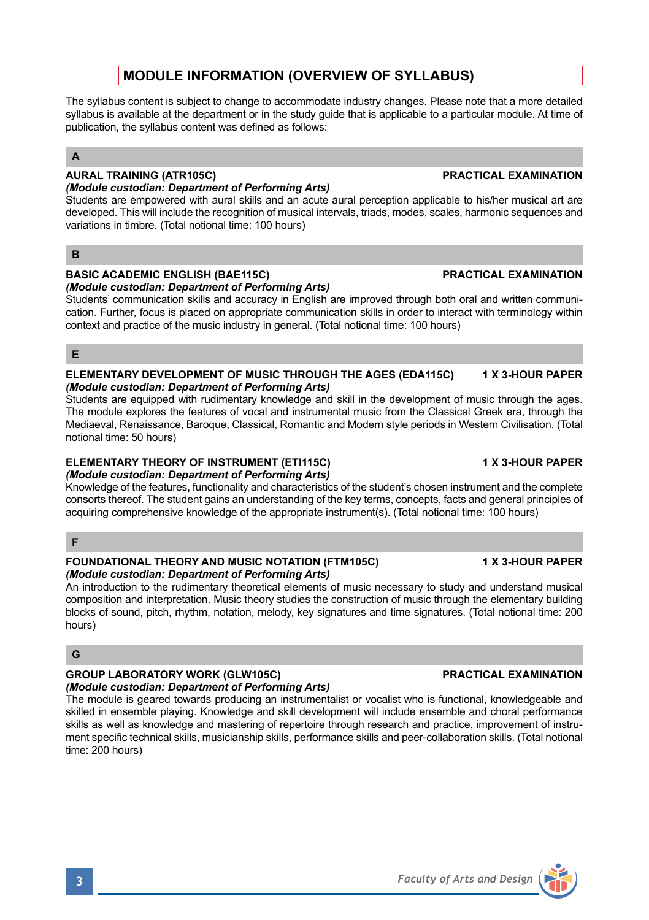# MODULE INFORMATION (OVERVIEW OF SYLLABUS)

The syllabus content is subject to change to accommodate industry changes. Please note that a more detailed syllabus is available at the department or in the study guide that is applicable to a particular module. At time of publication, the syllabus content was defined as follows:

## A

### AURAL TRAINING (ATR105C) — PRACTICAL EXAMINATION

***(Module custodian: Department of Performing Arts)***

Students are empowered with aural skills and an acute aural perception applicable to his/her musical art are developed. This will include the recognition of musical intervals, triads, modes, scales, harmonic sequences and variations in timbre. (Total notional time: 100 hours)

## B

### BASIC ACADEMIC ENGLISH (BAE115C) — PRACTICAL EXAMINATION

***(Module custodian: Department of Performing Arts)***

Students' communication skills and accuracy in English are improved through both oral and written communication. Further, focus is placed on appropriate communication skills in order to interact with terminology within context and practice of the music industry in general. (Total notional time: 100 hours)

## E

### ELEMENTARY DEVELOPMENT OF MUSIC THROUGH THE AGES (EDA115C) — 1 X 3-HOUR PAPER

***(Module custodian: Department of Performing Arts)***

Students are equipped with rudimentary knowledge and skill in the development of music through the ages. The module explores the features of vocal and instrumental music from the Classical Greek era, through the Mediaeval, Renaissance, Baroque, Classical, Romantic and Modern style periods in Western Civilisation. (Total notional time: 50 hours)

### ELEMENTARY THEORY OF INSTRUMENT (ETI115C) — 1 X 3-HOUR PAPER

***(Module custodian: Department of Performing Arts)***

Knowledge of the features, functionality and characteristics of the student's chosen instrument and the complete consorts thereof. The student gains an understanding of the key terms, concepts, facts and general principles of acquiring comprehensive knowledge of the appropriate instrument(s). (Total notional time: 100 hours)

## F

### FOUNDATIONAL THEORY AND MUSIC NOTATION (FTM105C) — 1 X 3-HOUR PAPER

***(Module custodian: Department of Performing Arts)***

An introduction to the rudimentary theoretical elements of music necessary to study and understand musical composition and interpretation. Music theory studies the construction of music through the elementary building blocks of sound, pitch, rhythm, notation, melody, key signatures and time signatures. (Total notional time: 200 hours)

## G

### GROUP LABORATORY WORK (GLW105C) — PRACTICAL EXAMINATION

***(Module custodian: Department of Performing Arts)***

The module is geared towards producing an instrumentalist or vocalist who is functional, knowledgeable and skilled in ensemble playing. Knowledge and skill development will include ensemble and choral performance skills as well as knowledge and mastering of repertoire through research and practice, improvement of instrument specific technical skills, musicianship skills, performance skills and peer-collaboration skills. (Total notional time: 200 hours)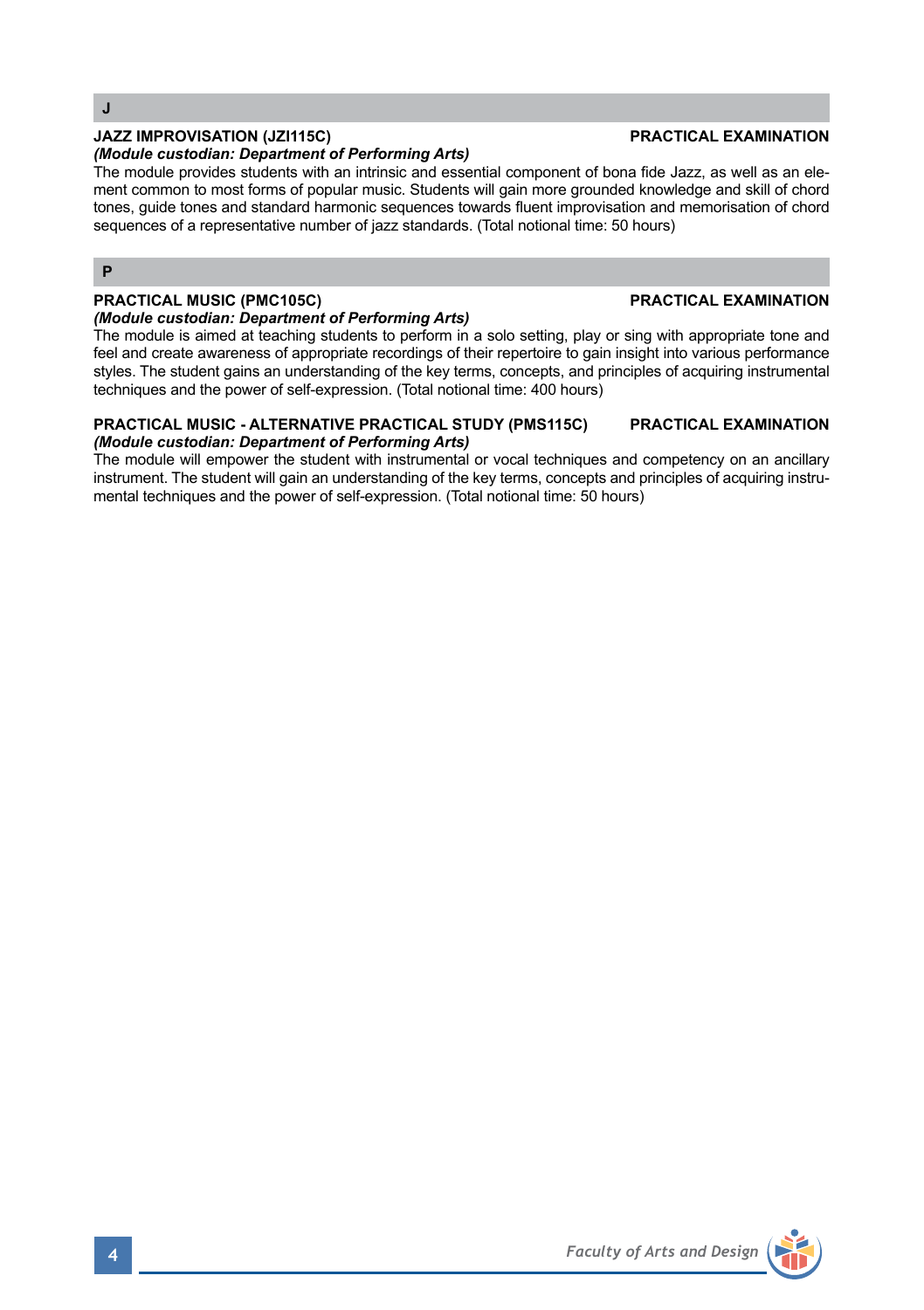## J

**JAZZ IMPROVISATION (JZI115C)** **PRACTICAL EXAMINATION**

***(Module custodian: Department of Performing Arts)***

The module provides students with an intrinsic and essential component of bona fide Jazz, as well as an element common to most forms of popular music. Students will gain more grounded knowledge and skill of chord tones, guide tones and standard harmonic sequences towards fluent improvisation and memorisation of chord sequences of a representative number of jazz standards. (Total notional time: 50 hours)

## P

**PRACTICAL MUSIC (PMC105C)** **PRACTICAL EXAMINATION**

***(Module custodian: Department of Performing Arts)***

The module is aimed at teaching students to perform in a solo setting, play or sing with appropriate tone and feel and create awareness of appropriate recordings of their repertoire to gain insight into various performance styles. The student gains an understanding of the key terms, concepts, and principles of acquiring instrumental techniques and the power of self-expression. (Total notional time: 400 hours)

**PRACTICAL MUSIC - ALTERNATIVE PRACTICAL STUDY (PMS115C)** **PRACTICAL EXAMINATION**

***(Module custodian: Department of Performing Arts)***

The module will empower the student with instrumental or vocal techniques and competency on an ancillary instrument. The student will gain an understanding of the key terms, concepts and principles of acquiring instrumental techniques and the power of self-expression. (Total notional time: 50 hours)